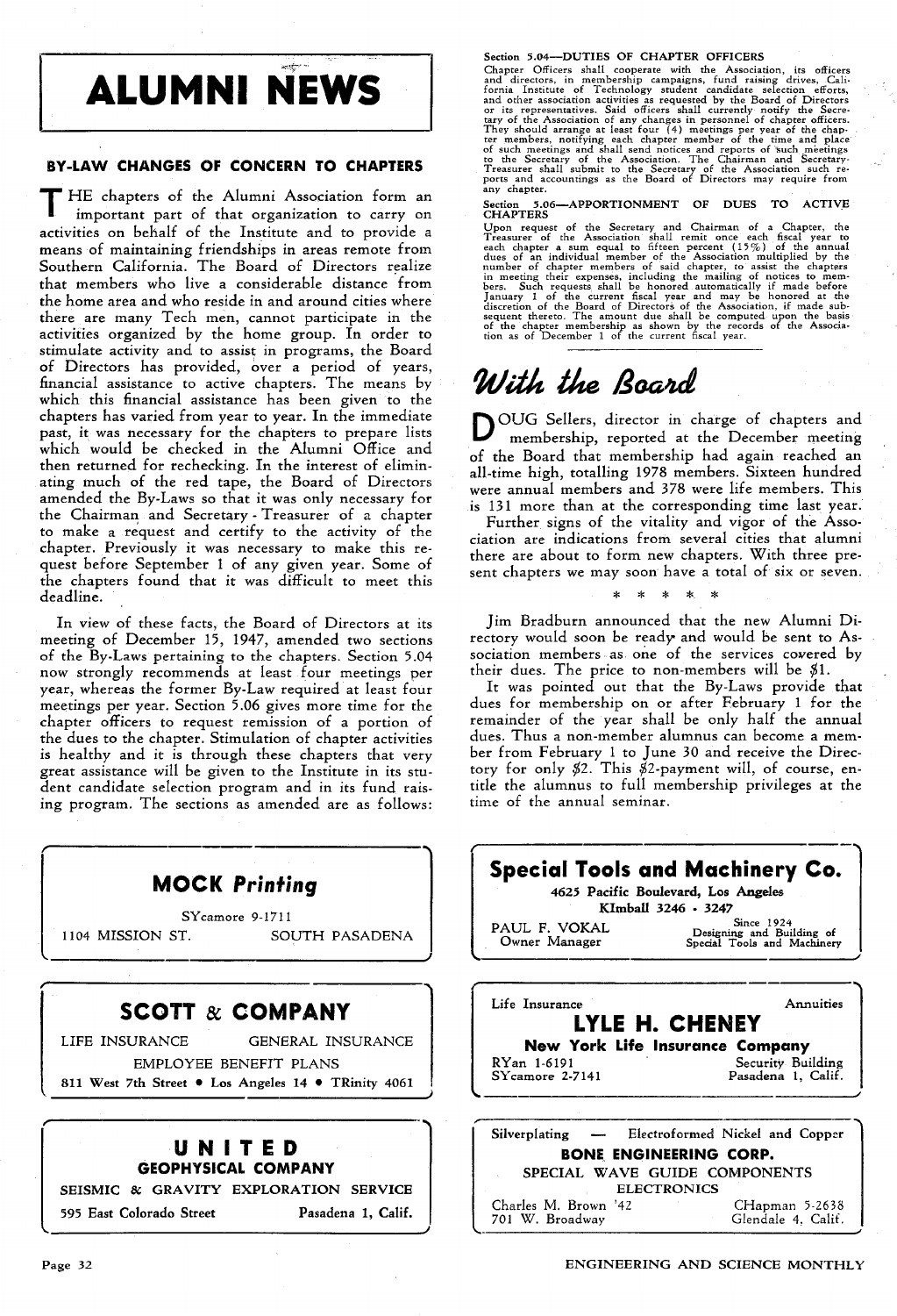# ALUMNI NEWS

## BY-LAW CHANGES OF CONCERN TO CHAPTERS

THE chapters of the Alumni Association form an important part of that organization to carry on activities on behalf of the Institute and to provide a means of maintaining friendships in areas remote from Southern California. The Board of Directors realize that members who live a considerable distance from the home area and who reside in and around cities where there are many Tech men, cannot participate in the activities organized by the home group. In order to stimulate activity and to assist in programs, the Board of Directors has provided, over a period of years, financial assistance to active chapters. The means by which this financial assistance has been given to the chapters has varied from year to year. In the immediate past, it was necessary for the chapters to prepare lists which would be checked in the Alumni Office and then returned for rechecking. In the interest of eliminating much of the red tape, the Board of Directors amended the By-Laws so that it was only necessary for the Chairman and Secretary-Treasurer of a chapter to make a request and certify to the activity of the chapter. Previously it was necessary to make this request before September 1 of any given year. Some of the chapters found that it was difficult to meet this deadline.

In view of these facts, the Board of Directors at its meeting of December 15, 1947, amended two sections of the By-Laws pertaining to the chapters. Section 5.04 now strongly recommends at least four meetings per year, whereas the former By-Law required at least four meetings per year. Section 5.06 gives more time for the chapter officers to request remission of a portion of the dues to the chapter. Stimulation of chapter activities is healthy and it is through these chapters that very great assistance will be given to the Institute in its student candidate selection program and in its fund raising program. The sections as amended are as follows:

**Section 5.04—DUTIES OF CHAPTER OFFICERS**

Chapter Officers shall cooperate with the Association, its officers and directors, in membership campaigns, fund raising drives, California Institute of Technology student candidate selection efforts, and other association activities as requested by the Board of Directors or its representatives. Said officers shall currently notify the Secretary of the Association of any changes in personnel of chapter officers. They should arrange at least four (4) meetings per year of the chapter members, notifying each chapter member of the time and place of such meetings and shall send notices and reports of such meetings to the Secretary of the Association. The Chairman and Secretary-Treasurer shall submit to the Secretary of the Association such reports and accountings as the Board of Directors may require from any chapter.

**Section 5.06—APPORTIONMENT OF DUES TO ACTIVE CHAPTERS**

Upon request of the Secretary and Chairman of a Chapter, the Treasurer of the Association shall remit once each fiscal year to each chapter a sum equal to fifteen percent (15%) of the annual dues of an individual member of the Association multiplied by the number of chapter members of said chapter, to assist the chapters in meeting their expenses, including the mailing of notices to members. Such requests shall be honored automatically if made before January 1 of the current fiscal year and may be honored at the discretion of the Board of Directors of the Association, if made subsequent thereto. The amount due shall be computed upon the basis of the chapter membership as shown by the records of the Association as of December 1 of the current fiscal year.

## *With the Board*

DOUG Sellers, director in charge of chapters and membership, reported at the December meeting of the Board that membership had again reached an all-time high, totalling 1978 members. Sixteen hundred were annual members and 378 were life members. This is 131 more than at the corresponding time last year.

Further signs of the vitality and vigor of the Association are indications from several cities that alumni there are about to form new chapters. With three present chapters we may soon have a total of six or seven.

\* \* \* \* \*

Jim Bradburn announced that the new Alumni Directory would soon be ready and would be sent to Association members as one of the services covered by their dues. The price to non-members will be $1.

It was pointed out that the By-Laws provide that dues for membership on or after February 1 for the remainder of the year shall be only half the annual dues. Thus a non-member alumnus can become a member from February 1 to June 30 and receive the Directory for only $2. This $2-payment will, of course, entitle the alumnus to full membership privileges at the time of the annual seminar.

---

**MOCK *Printing***
SYcamore 9-1711
1104 MISSION ST. — SOUTH PASADENA

---

**SCOTT & COMPANY**
LIFE INSURANCE — GENERAL INSURANCE
EMPLOYEE BENEFIT PLANS
811 West 7th Street • Los Angeles 14 • TRinity 4061

---

**UNITED GEOPHYSICAL COMPANY**
SEISMIC & GRAVITY EXPLORATION SERVICE
595 East Colorado Street — Pasadena 1, Calif.

---

**Special Tools and Machinery Co.**
4625 Pacific Boulevard, Los Angeles
KImball 3246 - 3247
PAUL F. VOKAL, Owner Manager — Since 1924, Designing and Building of Special Tools and Machinery

---

Life Insurance — Annuities
**LYLE H. CHENEY**
**New York Life Insurance Company**
RYan 1-6191, SYcamore 2-7141 — Security Building, Pasadena 1, Calif.

---

Silverplating — Electroformed Nickel and Copper
**BONE ENGINEERING CORP.**
SPECIAL WAVE GUIDE COMPONENTS
ELECTRONICS
Charles M. Brown '42, 701 W. Broadway — CHapman 5-2638, Glendale 4, Calif.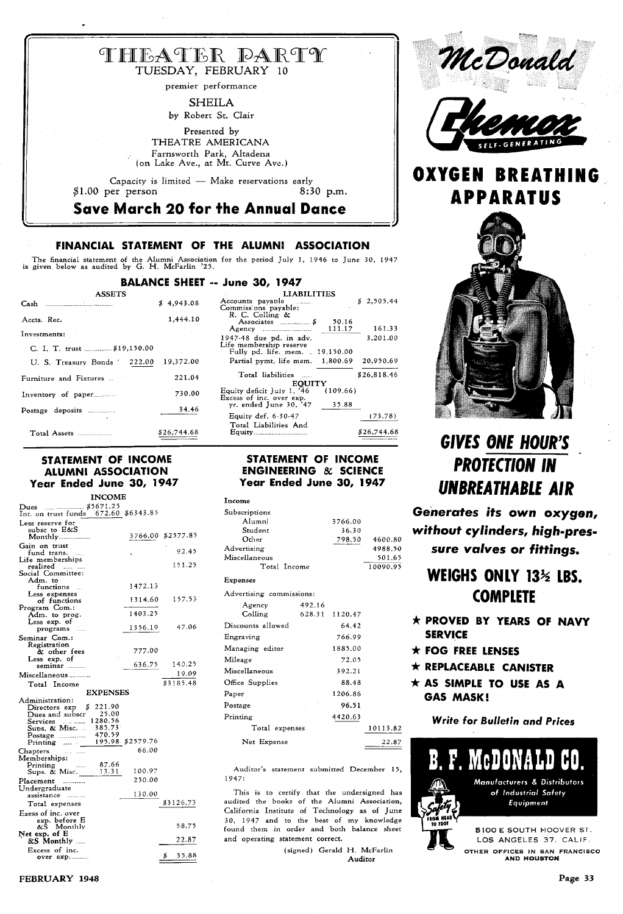# THEATER PARTY

TUESDAY, FEBRUARY 10

premier performance

SHEILA

by Robert St. Clair

Presented by

THEATRE AMERICANA

Farnsworth Park, Altadena

(on Lake Ave., at Mt. Curve Ave.)

Capacity is limited — Make reservations early

$1.00 per person — 8:30 p.m.

**Save March 20 for the Annual Dance**

## FINANCIAL STATEMENT OF THE ALUMNI ASSOCIATION

The financial statement of the Alumni Association for the period July 1, 1946 to June 30, 1947 is given below as audited by G. H. McFarlin '25.

### BALANCE SHEET -- June 30, 1947

**ASSETS**

| | | |
|---|---|---|
| Cash | | $ 4,943.08 |
| Accts. Rec. | | 1,444.10 |
| Investments: | | |
| C. I. T. trust | $19,150.00 | |
| U. S. Treasury Bonds | 222.00 | 19,372.00 |
| Furniture and Fixtures | | 221.04 |
| Inventory of paper | | 730.00 |
| Postage deposits | | 34.46 |
| Total Assets | | $26,744.68 |

**LIABILITIES**

| | | |
|---|---|---|
| Accounts payable | | $ 2,505.44 |
| Commissions payable: | | |
| R. C. Colling & Associates | $ 50.16 | |
| Agency | 111.17 | 161.33 |
| 1947-48 due pd. in adv. | | 3,201.00 |
| Life membership reserve | | |
| Fully pd. life. mem. | 19,150.00 | |
| Partial pymt. life mem. | 1,800.69 | 20,950.69 |
| Total liabilities | | $26,818.46 |
| **EQUITY** | | |
| Equity deficit July 1, '46 | (109.66) | |
| Excess of inc. over exp. yr. ended June 30, '47 | 35.88 | |
| Equity def. 6-30-47 | | (73.78) |
| Total Liabilities And Equity | | $26,744.68 |

### STATEMENT OF INCOME ALUMNI ASSOCIATION
### Year Ended June 30, 1947

**INCOME**

| | | | |
|---|---|---|---|
| Dues | $5671.25 | | |
| Int. on trust funds | 672.60 | $6343.85 | |
| Less reserve for subsc to E&S Monthly | | 3766.00 | $2577.85 |
| Gain on trust fund trans. | | | 92.45 |
| Life memberships realized | | | 151.25 |
| Social Committee: | | | |
| Adm. to functions | | 1472.13 | |
| Less expenses of functions | | 1314.60 | 157.53 |
| Program Com.: | | | |
| Adm. to prog. | | 1403.25 | |
| Less exp. of programs | | 1356.19 | 47.06 |
| Seminar Com.: | | | |
| Registration & other fees | | 777.00 | |
| Less exp. of seminar | | 636.75 | 140.25 |
| Miscellaneous | | | 19.09 |
| Total Income | | | $3185.48 |

**EXPENSES**

| | | | |
|---|---|---|---|
| Administration: | | | |
| Directors exp | $ 221.90 | | |
| Dues and subscr | 25.00 | | |
| Services | 1280.56 | | |
| Sups. & Misc. | 385.73 | | |
| Postage | 470.59 | | |
| Printing | 195.98 | $2579.76 | |
| Chapters | | 66.00 | |
| Memberships: | | | |
| Printing | 87.66 | | |
| Sups. & Misc. | 13.31 | 100.97 | |
| Placement | | 250.00 | |
| Undergraduate assistance | | 130.00 | |
| Total expenses | | | $3126.73 |
| Exess of inc. over exp. before E &S Monthly | | | 58.75 |
| Net exp. of E &S Monthly | | | 22.87 |
| Excess of inc. over exp. | | | $ 35.88 |

### STATEMENT OF INCOME ENGINEERING & SCIENCE
### Year Ended June 30, 1947

| | | | |
|---|---|---|---|
| **Income** | | | |
| Subscriptions | | | |
| Alumni | | 3766.00 | |
| Student | | 36.30 | |
| Other | | 798.50 | 4600.80 |
| Advertising | | | 4988.50 |
| Miscellaneous | | | 501.65 |
| Total Income | | | 10090.95 |
| **Expenses** | | | |
| Advertising commissions: | | | |
| Agency | 492.16 | | |
| Colling | 628.31 | 1120.47 | |
| Discounts allowed | | 64.42 | |
| Engraving | | 766.99 | |
| Managing editor | | 1885.00 | |
| Mileage | | 72.05 | |
| Miscellaneous | | 392.21 | |
| Office Supplies | | 88.48 | |
| Paper | | 1206.86 | |
| Postage | | 96.51 | |
| Printing | | 4420.63 | |
| Total expenses | | | 10113.82 |
| Net Expense | | | 22.87 |

Auditor's statement submitted December 15, 1947:

This is to certify that the undersigned has audited the books of the Alumni Association, California Institute of Technology as of June 30, 1947 and to the best of my knowledge found them in order and both balance sheet and operating statement correct.

(signed) Gerald H. McFarlin
Auditor

---

**McDonald Chemox** SELF-GENERATING

# OXYGEN BREATHING APPARATUS

## GIVES ONE HOUR'S PROTECTION IN UNBREATHABLE AIR

*Generates its own oxygen, without cylinders, high-pressure valves or fittings.*

## WEIGHS ONLY 13½ LBS. COMPLETE

- ★ PROVED BY YEARS OF NAVY SERVICE
- ★ FOG FREE LENSES
- ★ REPLACEABLE CANISTER
- ★ AS SIMPLE TO USE AS A GAS MASK!

*Write for Bulletin and Prices*

**B. F. McDONALD CO.**

*Manufacturers & Distributors of Industrial Safety Equipment*

Safety FROM HEAD TO FOOT

5100 E SOUTH HOOVER ST.
LOS ANGELES 37. CALIF.

OTHER OFFICES IN SAN FRANCISCO AND HOUSTON